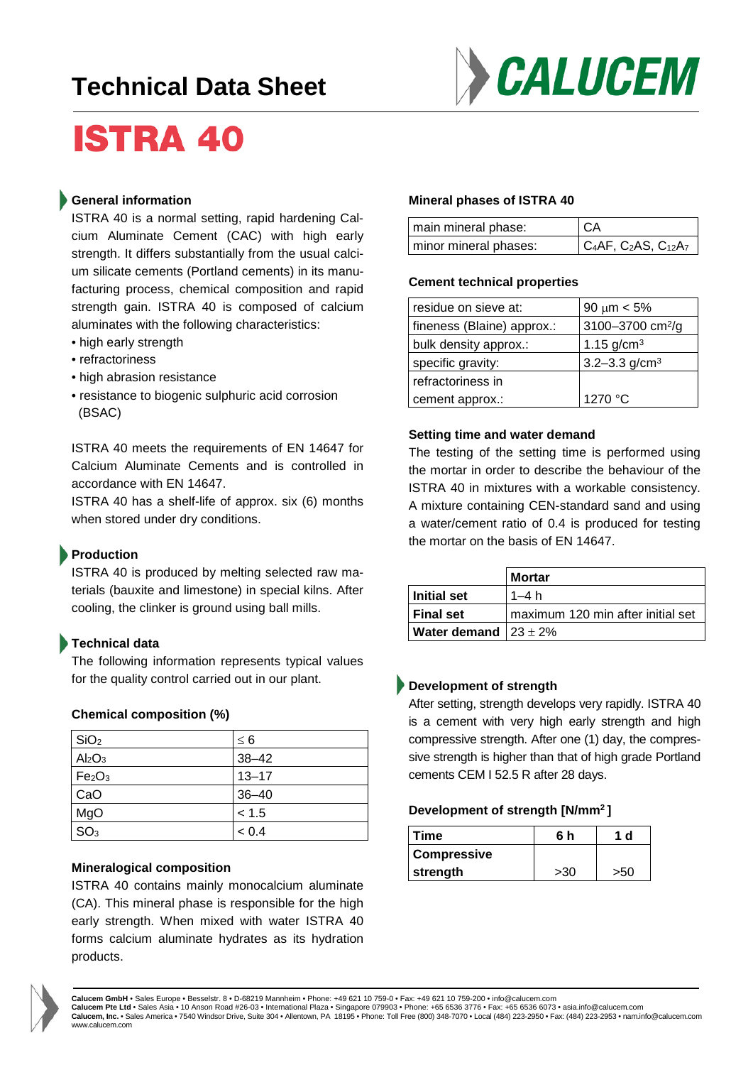# Technical Data Sheet

# ISTRA 40

## General information

ISTRA 40 is a normal setting, rapid hardening Calcium Aluminate Cement (CAC) with high early strength. It differs substantially from the usual calcium silicate cements (Portland cements) in its manufacturing process, chemical composition and rapid strength gain. ISTRA 40 is composed of calcium aluminates with the following characteristics:

- high early strength
- refractoriness
- high abrasion resistance
- resistance to biogenic sulphuric acid corrosion (BSAC)

ISTRA 40 meets the requirements of EN 14647 for Calcium Aluminate Cements and is controlled in accordance with EN 14647.

ISTRA 40 has a shelf-life of approx. six (6) months when stored under dry conditions.

## Production

ISTRA 40 is produced by melting selected raw materials (bauxite and limestone) in special kilns. After cooling, the clinker is ground using ball mills.

## Technical data

The following information represents typical values for the quality control carried out in our plant.

### Chemical composition (%)

| | |
|---|---|
| $SiO_2$ | $\leq 6$ |
| $Al_2O_3$ | 38–42 |
| $Fe_2O_3$ | 13–17 |
| CaO | 36–40 |
| MgO | < 1.5 |
| $SO_3$ | < 0.4 |

### Mineralogical composition

ISTRA 40 contains mainly monocalcium aluminate (CA). This mineral phase is responsible for the high early strength. When mixed with water ISTRA 40 forms calcium aluminate hydrates as its hydration products.

### Mineral phases of ISTRA 40

| | |
|---|---|
| main mineral phase: | CA |
| minor mineral phases: | $C_4AF$, $C_2AS$, $C_{12}A_7$ |

### Cement technical properties

| | |
|---|---|
| residue on sieve at: | 90 μm < 5% |
| fineness (Blaine) approx.: | 3100–3700 $cm^2/g$ |
| bulk density approx.: | 1.15 $g/cm^3$ |
| specific gravity: | 3.2–3.3 $g/cm^3$ |
| refractoriness in cement approx.: | 1270 °C |

### Setting time and water demand

The testing of the setting time is performed using the mortar in order to describe the behaviour of the ISTRA 40 in mixtures with a workable consistency. A mixture containing CEN-standard sand and using a water/cement ratio of 0.4 is produced for testing the mortar on the basis of EN 14647.

| | Mortar |
|---|---|
| **Initial set** | 1–4 h |
| **Final set** | maximum 120 min after initial set |
| **Water demand** | $23 \pm 2\%$ |

## Development of strength

After setting, strength develops very rapidly. ISTRA 40 is a cement with very high early strength and high compressive strength. After one (1) day, the compressive strength is higher than that of high grade Portland cements CEM I 52.5 R after 28 days.

### Development of strength [$N/mm^2$]

| Time | 6 h | 1 d |
|---|---|---|
| Compressive strength | >30 | >50 |

**Calucem GmbH** • Sales Europe • Besselstr. 8 • D-68219 Mannheim • Phone: +49 621 10 759-0 • Fax: +49 621 10 759-200 • info@calucem.com
**Calucem Pte Ltd** • Sales Asia • 10 Anson Road #26-03 • International Plaza • Singapore 079903 • Phone: +65 6536 3776 • Fax: +65 6536 6073 • asia.info@calucem.com
**Calucem, Inc.** • Sales America • 7540 Windsor Drive, Suite 304 • Allentown, PA 18195 • Phone: Toll Free (800) 348-7070 • Local (484) 223-2950 • Fax: (484) 223-2953 • nam.info@calucem.com
www.calucem.com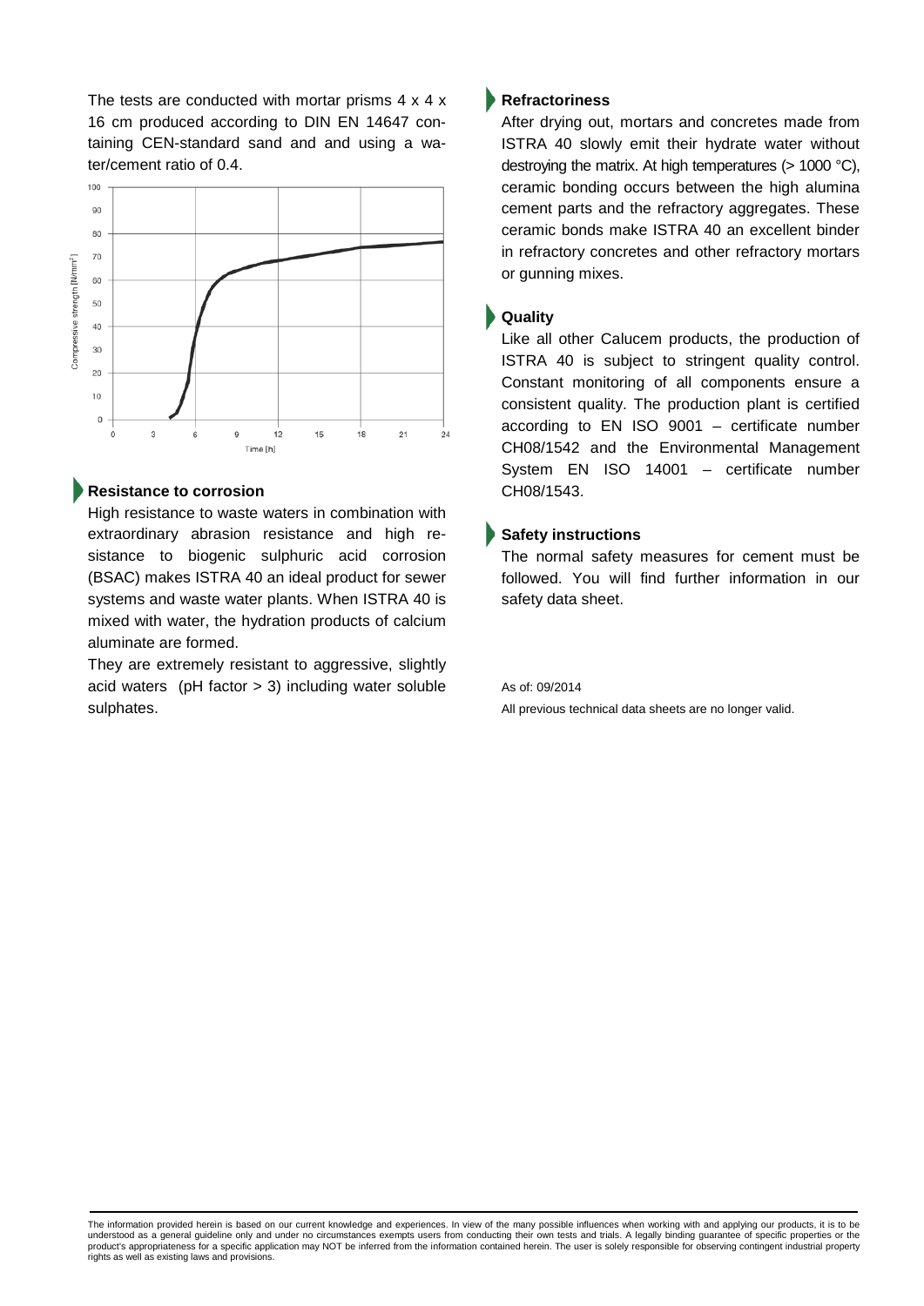The tests are conducted with mortar prisms 4 x 4 x 16 cm produced according to DIN EN 14647 containing CEN-standard sand and using a water/cement ratio of 0.4.

Compressive strength [N/mm$^2$]

100
90
80
70
60
50
40
30
20
10
0

0 3 6 9 12 15 18 21 24

Time [h]

## Resistance to corrosion

High resistance to waste waters in combination with extraordinary abrasion resistance and high resistance to biogenic sulphuric acid corrosion (BSAC) makes ISTRA 40 an ideal product for sewer systems and waste water plants. When ISTRA 40 is mixed with water, the hydration products of calcium aluminate are formed.

They are extremely resistant to aggressive, slightly acid waters (pH factor > 3) including water soluble sulphates.

## Refractoriness

After drying out, mortars and concretes made from ISTRA 40 slowly emit their hydrate water without destroying the matrix. At high temperatures (> 1000 °C), ceramic bonding occurs between the high alumina cement parts and the refractory aggregates. These ceramic bonds make ISTRA 40 an excellent binder in refractory concretes and other refractory mortars or gunning mixes.

## Quality

Like all other Calucem products, the production of ISTRA 40 is subject to stringent quality control. Constant monitoring of all components ensure a consistent quality. The production plant is certified according to EN ISO 9001 – certificate number CH08/1542 and the Environmental Management System EN ISO 14001 – certificate number CH08/1543.

## Safety instructions

The normal safety measures for cement must be followed. You will find further information in our safety data sheet.

As of: 09/2014

All previous technical data sheets are no longer valid.

The information provided herein is based on our current knowledge and experiences. In view of the many possible influences when working with and applying our products, it is to be understood as a general guideline only and under no circumstances exempts users from conducting their own tests and trials. A legally binding guarantee of specific properties or the product's appropriateness for a specific application may NOT be inferred from the information contained herein. The user is solely responsible for observing contingent industrial property rights as well as existing laws and provisions.